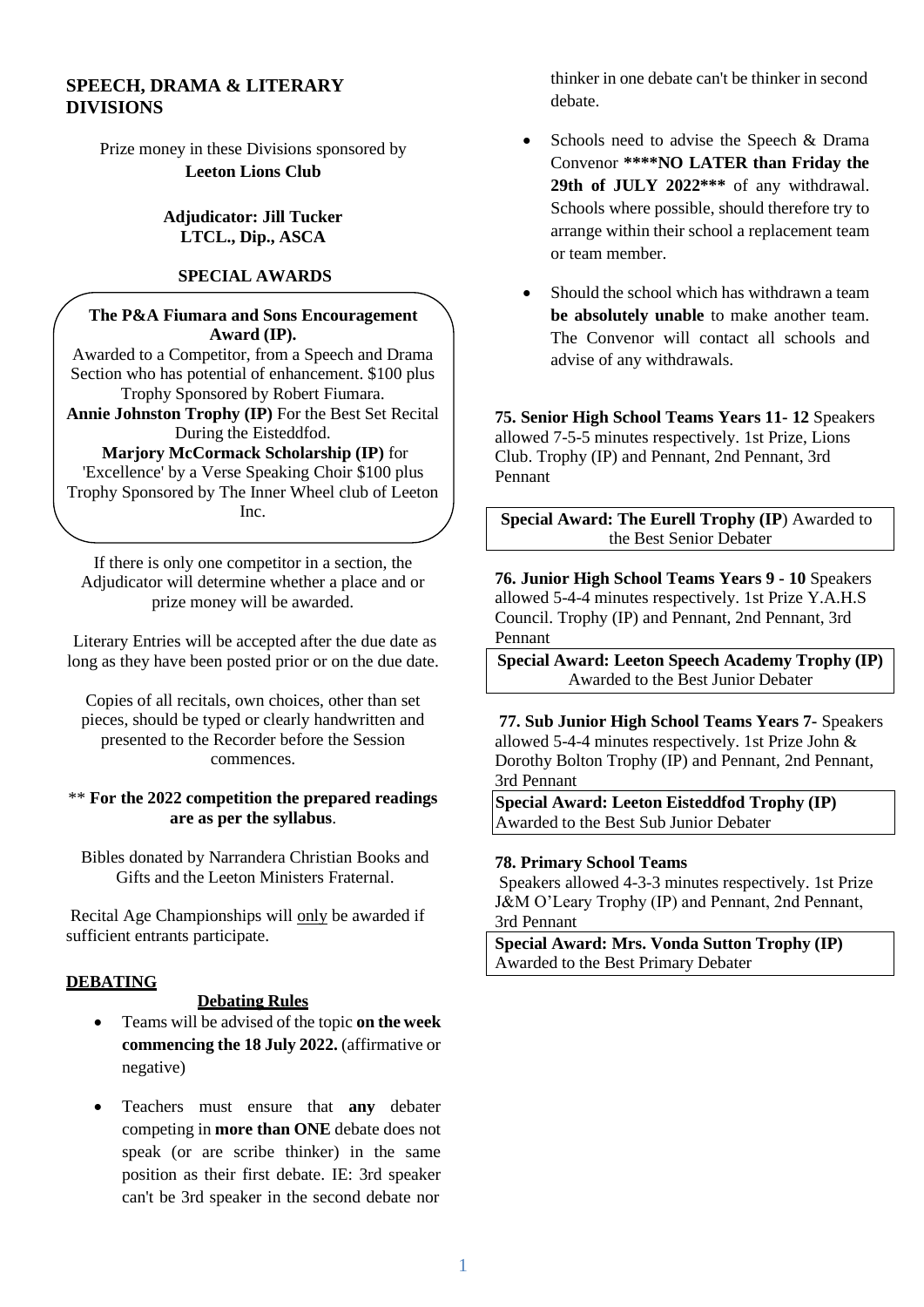## SPEECH, DRAMA & LITERARY DIVISIONS

Prize money in these Divisions sponsored by **Leeton Lions Club**

**Adjudicator: Jill Tucker LTCL., Dip., ASCA**

### SPECIAL AWARDS

**The P&A Fiumara and Sons Encouragement Award (IP).**
Awarded to a Competitor, from a Speech and Drama Section who has potential of enhancement. $100 plus Trophy Sponsored by Robert Fiumara.
**Annie Johnston Trophy (IP)** For the Best Set Recital During the Eisteddfod.
**Marjory McCormack Scholarship (IP)** for 'Excellence' by a Verse Speaking Choir $100 plus Trophy Sponsored by The Inner Wheel club of Leeton Inc.

If there is only one competitor in a section, the Adjudicator will determine whether a place and or prize money will be awarded.

Literary Entries will be accepted after the due date as long as they have been posted prior or on the due date.

Copies of all recitals, own choices, other than set pieces, should be typed or clearly handwritten and presented to the Recorder before the Session commences.

** **For the 2022 competition the prepared readings are as per the syllabus**.

Bibles donated by Narrandera Christian Books and Gifts and the Leeton Ministers Fraternal.

Recital Age Championships will only be awarded if sufficient entrants participate.

### DEBATING

#### Debating Rules

- Teams will be advised of the topic **on the week commencing the 18 July 2022.** (affirmative or negative)
- Teachers must ensure that **any** debater competing in **more than ONE** debate does not speak (or are scribe thinker) in the same position as their first debate. IE: 3rd speaker can't be 3rd speaker in the second debate nor thinker in one debate can't be thinker in second debate.
- Schools need to advise the Speech & Drama Convenor **\*\*\*\*NO LATER than Friday the 29th of JULY 2022\*\*\*** of any withdrawal. Schools where possible, should therefore try to arrange within their school a replacement team or team member.
- Should the school which has withdrawn a team **be absolutely unable** to make another team. The Convenor will contact all schools and advise of any withdrawals.

**75. Senior High School Teams Years 11- 12** Speakers allowed 7-5-5 minutes respectively. 1st Prize, Lions Club. Trophy (IP) and Pennant, 2nd Pennant, 3rd Pennant

**Special Award: The Eurell Trophy (IP**) Awarded to the Best Senior Debater

**76. Junior High School Teams Years 9 - 10** Speakers allowed 5-4-4 minutes respectively. 1st Prize Y.A.H.S Council. Trophy (IP) and Pennant, 2nd Pennant, 3rd Pennant

**Special Award: Leeton Speech Academy Trophy (IP)** Awarded to the Best Junior Debater

**77. Sub Junior High School Teams Years 7-** Speakers allowed 5-4-4 minutes respectively. 1st Prize John & Dorothy Bolton Trophy (IP) and Pennant, 2nd Pennant, 3rd Pennant

**Special Award: Leeton Eisteddfod Trophy (IP)** Awarded to the Best Sub Junior Debater

**78. Primary School Teams**
Speakers allowed 4-3-3 minutes respectively. 1st Prize J&M O'Leary Trophy (IP) and Pennant, 2nd Pennant, 3rd Pennant

**Special Award: Mrs. Vonda Sutton Trophy (IP)** Awarded to the Best Primary Debater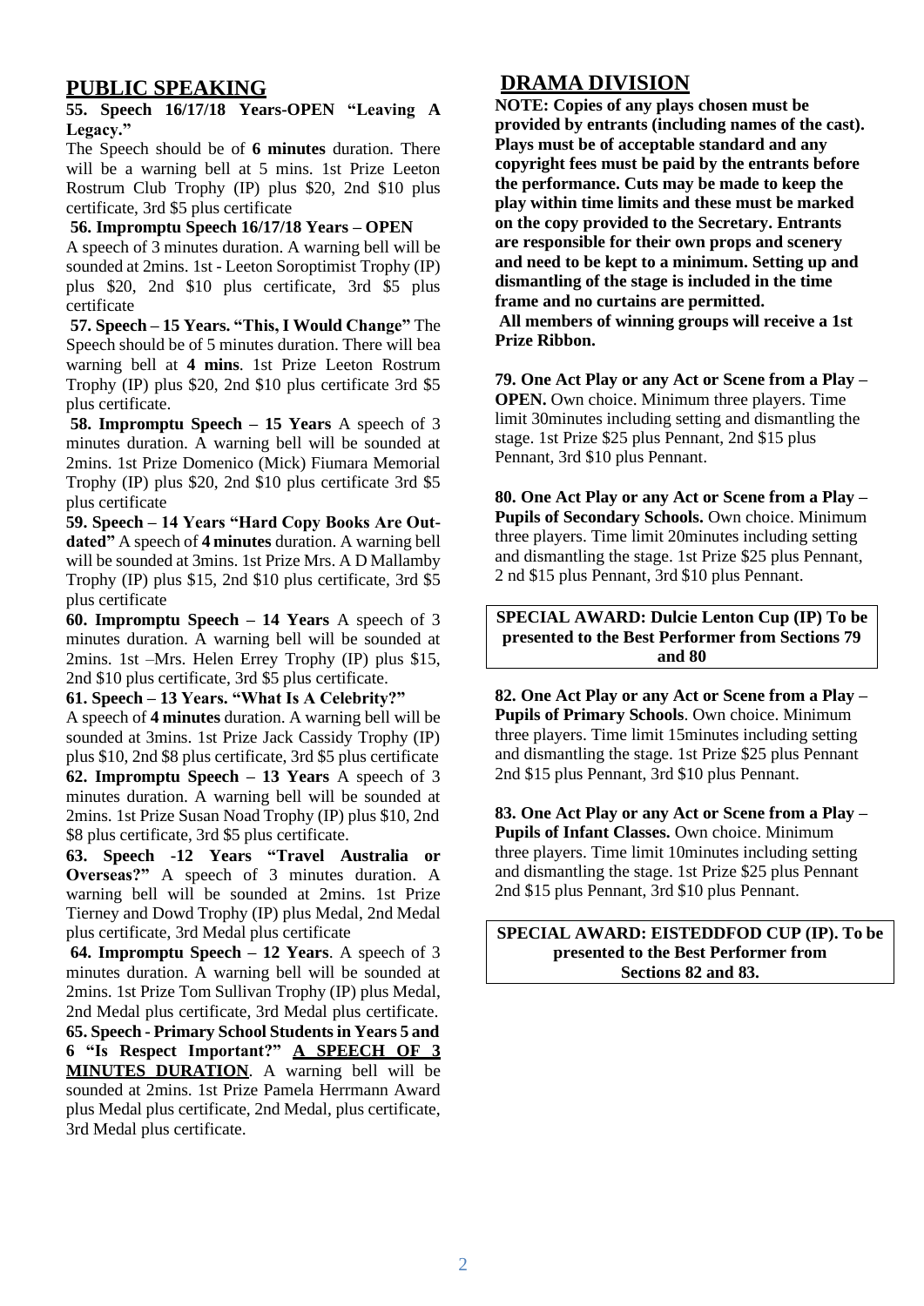## PUBLIC SPEAKING

**55. Speech 16/17/18 Years-OPEN "Leaving A Legacy."**

The Speech should be of **6 minutes** duration. There will be a warning bell at 5 mins. 1st Prize Leeton Rostrum Club Trophy (IP) plus $20, 2nd $10 plus certificate, 3rd $5 plus certificate

**56. Impromptu Speech 16/17/18 Years – OPEN**

A speech of 3 minutes duration. A warning bell will be sounded at 2mins. 1st - Leeton Soroptimist Trophy (IP) plus $20, 2nd $10 plus certificate, 3rd $5 plus certificate

**57. Speech – 15 Years. "This, I Would Change"** The Speech should be of 5 minutes duration. There will bea warning bell at **4 mins**. 1st Prize Leeton Rostrum Trophy (IP) plus $20, 2nd $10 plus certificate 3rd $5 plus certificate.

**58. Impromptu Speech – 15 Years** A speech of 3 minutes duration. A warning bell will be sounded at 2mins. 1st Prize Domenico (Mick) Fiumara Memorial Trophy (IP) plus $20, 2nd $10 plus certificate 3rd $5 plus certificate

**59. Speech – 14 Years "Hard Copy Books Are Out-dated"** A speech of **4 minutes** duration. A warning bell will be sounded at 3mins. 1st Prize Mrs. A D Mallamby Trophy (IP) plus $15, 2nd $10 plus certificate, 3rd $5 plus certificate

**60. Impromptu Speech – 14 Years** A speech of 3 minutes duration. A warning bell will be sounded at 2mins. 1st –Mrs. Helen Errey Trophy (IP) plus $15, 2nd $10 plus certificate, 3rd $5 plus certificate.

**61. Speech – 13 Years. "What Is A Celebrity?"**

A speech of **4 minutes** duration. A warning bell will be sounded at 3mins. 1st Prize Jack Cassidy Trophy (IP) plus $10, 2nd $8 plus certificate, 3rd $5 plus certificate

**62. Impromptu Speech – 13 Years** A speech of 3 minutes duration. A warning bell will be sounded at 2mins. 1st Prize Susan Noad Trophy (IP) plus $10, 2nd $8 plus certificate, 3rd $5 plus certificate.

**63. Speech -12 Years "Travel Australia or Overseas?"** A speech of 3 minutes duration. A warning bell will be sounded at 2mins. 1st Prize Tierney and Dowd Trophy (IP) plus Medal, 2nd Medal plus certificate, 3rd Medal plus certificate

**64. Impromptu Speech – 12 Years**. A speech of 3 minutes duration. A warning bell will be sounded at 2mins. 1st Prize Tom Sullivan Trophy (IP) plus Medal, 2nd Medal plus certificate, 3rd Medal plus certificate.

**65. Speech - Primary School Students in Years 5 and 6 "Is Respect Important?"** **A SPEECH OF 3 MINUTES DURATION**. A warning bell will be sounded at 2mins. 1st Prize Pamela Herrmann Award plus Medal plus certificate, 2nd Medal, plus certificate, 3rd Medal plus certificate.

## DRAMA DIVISION

**NOTE: Copies of any plays chosen must be provided by entrants (including names of the cast). Plays must be of acceptable standard and any copyright fees must be paid by the entrants before the performance. Cuts may be made to keep the play within time limits and these must be marked on the copy provided to the Secretary. Entrants are responsible for their own props and scenery and need to be kept to a minimum. Setting up and dismantling of the stage is included in the time frame and no curtains are permitted.**

**All members of winning groups will receive a 1st Prize Ribbon.**

**79. One Act Play or any Act or Scene from a Play – OPEN.** Own choice. Minimum three players. Time limit 30minutes including setting and dismantling the stage. 1st Prize $25 plus Pennant, 2nd $15 plus Pennant, 3rd $10 plus Pennant.

**80. One Act Play or any Act or Scene from a Play – Pupils of Secondary Schools.** Own choice. Minimum three players. Time limit 20minutes including setting and dismantling the stage. 1st Prize $25 plus Pennant, 2 nd $15 plus Pennant, 3rd $10 plus Pennant.

**SPECIAL AWARD: Dulcie Lenton Cup (IP) To be presented to the Best Performer from Sections 79 and 80**

**82. One Act Play or any Act or Scene from a Play – Pupils of Primary Schools**. Own choice. Minimum three players. Time limit 15minutes including setting and dismantling the stage. 1st Prize $25 plus Pennant 2nd $15 plus Pennant, 3rd $10 plus Pennant.

**83. One Act Play or any Act or Scene from a Play – Pupils of Infant Classes.** Own choice. Minimum three players. Time limit 10minutes including setting and dismantling the stage. 1st Prize $25 plus Pennant 2nd $15 plus Pennant, 3rd $10 plus Pennant.

**SPECIAL AWARD: EISTEDDFOD CUP (IP). To be presented to the Best Performer from Sections 82 and 83.**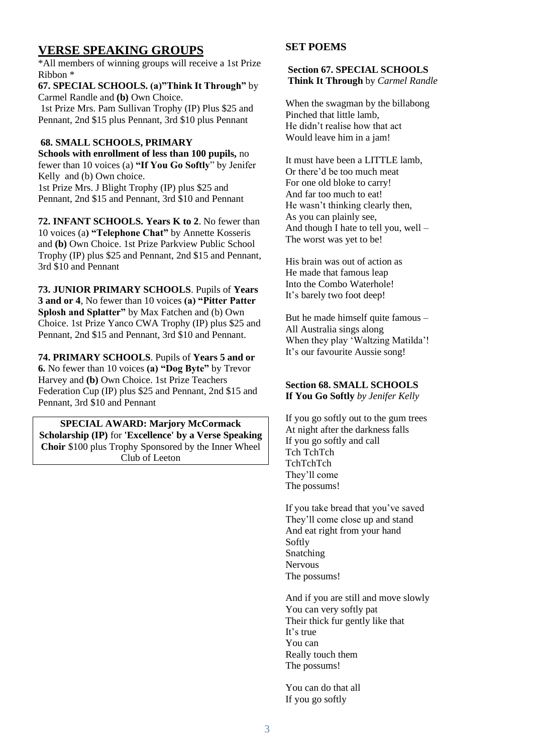## VERSE SPEAKING GROUPS

*All members of winning groups will receive a 1st Prize Ribbon *

**67. SPECIAL SCHOOLS. (a)"Think It Through"** by Carmel Randle and **(b)** Own Choice.
1st Prize Mrs. Pam Sullivan Trophy (IP) Plus $25 and Pennant, 2nd $15 plus Pennant, 3rd $10 plus Pennant

**68. SMALL SCHOOLS, PRIMARY**
**Schools with enrollment of less than 100 pupils,** no fewer than 10 voices (a) **"If You Go Softly"** by Jenifer Kelly and (b) Own choice.
1st Prize Mrs. J Blight Trophy (IP) plus $25 and Pennant, 2nd $15 and Pennant, 3rd $10 and Pennant

**72. INFANT SCHOOLS. Years K to 2**. No fewer than 10 voices (a**) "Telephone Chat"** by Annette Kosseris and **(b)** Own Choice. 1st Prize Parkview Public School Trophy (IP) plus $25 and Pennant, 2nd $15 and Pennant, 3rd $10 and Pennant

**73. JUNIOR PRIMARY SCHOOLS**. Pupils of **Years 3 and or 4**, No fewer than 10 voices **(a) "Pitter Patter Splosh and Splatter"** by Max Fatchen and (b) Own Choice. 1st Prize Yanco CWA Trophy (IP) plus $25 and Pennant, 2nd $15 and Pennant, 3rd $10 and Pennant.

**74. PRIMARY SCHOOLS**. Pupils of **Years 5 and or 6.** No fewer than 10 voices **(a) "Dog Byte"** by Trevor Harvey and **(b)** Own Choice. 1st Prize Teachers Federation Cup (IP) plus $25 and Pennant, 2nd $15 and Pennant, 3rd $10 and Pennant

**SPECIAL AWARD: Marjory McCormack Scholarship (IP)** for **'Excellence' by a Verse Speaking Choir** $100 plus Trophy Sponsored by the Inner Wheel Club of Leeton

## SET POEMS

**Section 67. SPECIAL SCHOOLS**
**Think It Through** by *Carmel Randle*

When the swagman by the billabong
Pinched that little lamb,
He didn't realise how that act
Would leave him in a jam!

It must have been a LITTLE lamb,
Or there'd be too much meat
For one old bloke to carry!
And far too much to eat!
He wasn't thinking clearly then,
As you can plainly see,
And though I hate to tell you, well –
The worst was yet to be!

His brain was out of action as
He made that famous leap
Into the Combo Waterhole!
It's barely two foot deep!

But he made himself quite famous –
All Australia sings along
When they play 'Waltzing Matilda'!
It's our favourite Aussie song!

**Section 68. SMALL SCHOOLS**
**If You Go Softly** *by Jenifer Kelly*

If you go softly out to the gum trees
At night after the darkness falls
If you go softly and call
Tch TchTch
TchTchTch
They'll come
The possums!

If you take bread that you've saved
They'll come close up and stand
And eat right from your hand
Softly
Snatching
Nervous
The possums!

And if you are still and move slowly
You can very softly pat
Their thick fur gently like that
It's true
You can
Really touch them
The possums!

You can do that all
If you go softly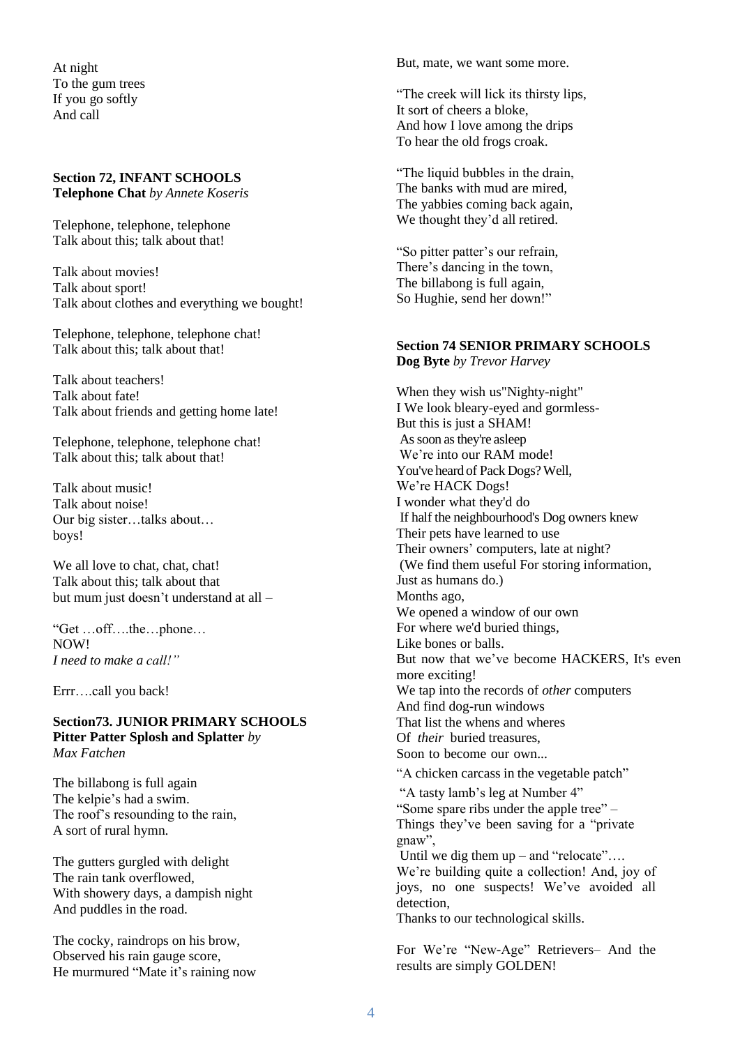At night
To the gum trees
If you go softly
And call

**Section 72, INFANT SCHOOLS**
**Telephone Chat** *by Annete Koseris*

Telephone, telephone, telephone
Talk about this; talk about that!

Talk about movies!
Talk about sport!
Talk about clothes and everything we bought!

Telephone, telephone, telephone chat!
Talk about this; talk about that!

Talk about teachers!
Talk about fate!
Talk about friends and getting home late!

Telephone, telephone, telephone chat!
Talk about this; talk about that!

Talk about music!
Talk about noise!
Our big sister…talks about…
boys!

We all love to chat, chat, chat!
Talk about this; talk about that
but mum just doesn't understand at all –

"Get …off….the…phone…
NOW!
*I need to make a call!"*

Errr….call you back!

**Section73. JUNIOR PRIMARY SCHOOLS**
**Pitter Patter Splosh and Splatter** *by Max Fatchen*

The billabong is full again
The kelpie's had a swim.
The roof's resounding to the rain,
A sort of rural hymn.

The gutters gurgled with delight
The rain tank overflowed,
With showery days, a dampish night
And puddles in the road.

The cocky, raindrops on his brow,
Observed his rain gauge score,
He murmured "Mate it's raining now
But, mate, we want some more.

"The creek will lick its thirsty lips,
It sort of cheers a bloke,
And how I love among the drips
To hear the old frogs croak.

"The liquid bubbles in the drain,
The banks with mud are mired,
The yabbies coming back again,
We thought they'd all retired.

"So pitter patter's our refrain,
There's dancing in the town,
The billabong is full again,
So Hughie, send her down!"

**Section 74 SENIOR PRIMARY SCHOOLS**
**Dog Byte** *by Trevor Harvey*

When they wish us"Nighty-night"
I We look bleary-eyed and gormless-
But this is just a SHAM!
As soon as they're asleep
We're into our RAM mode!
You've heard of Pack Dogs? Well,
We're HACK Dogs!
I wonder what they'd do
If half the neighbourhood's Dog owners knew
Their pets have learned to use
Their owners' computers, late at night?
(We find them useful For storing information,
Just as humans do.)
Months ago,
We opened a window of our own
For where we'd buried things,
Like bones or balls.
But now that we've become HACKERS, It's even more exciting!
We tap into the records of *other* computers
And find dog-run windows
That list the whens and wheres
Of *their* buried treasures,
Soon to become our own...
"A chicken carcass in the vegetable patch"
"A tasty lamb's leg at Number 4"
"Some spare ribs under the apple tree" –
Things they've been saving for a "private gnaw",
Until we dig them up – and "relocate"….
We're building quite a collection! And, joy of joys, no one suspects! We've avoided all detection,
Thanks to our technological skills.

For We're "New-Age" Retrievers– And the results are simply GOLDEN!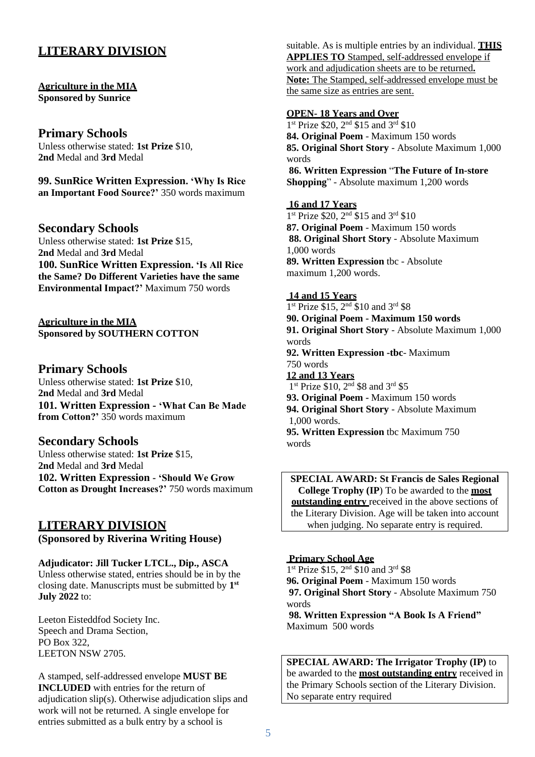## LITERARY DIVISION

**Agriculture in the MIA**
**Sponsored by Sunrice**

### Primary Schools

Unless otherwise stated: **1st Prize** $10,
**2nd** Medal and **3rd** Medal

**99. SunRice Written Expression. 'Why Is Rice an Important Food Source?'** 350 words maximum

### Secondary Schools

Unless otherwise stated: **1st Prize** $15,
**2nd** Medal and **3rd** Medal
**100. SunRice Written Expression. 'Is All Rice the Same? Do Different Varieties have the same Environmental Impact?'** Maximum 750 words

**Agriculture in the MIA**
**Sponsored by SOUTHERN COTTON**

### Primary Schools

Unless otherwise stated: **1st Prize** $10,
**2nd** Medal and **3rd** Medal
**101. Written Expression - 'What Can Be Made from Cotton?'** 350 words maximum

### Secondary Schools

Unless otherwise stated: **1st Prize** $15,
**2nd** Medal and **3rd** Medal
**102. Written Expression - 'Should We Grow Cotton as Drought Increases?'** 750 words maximum

## LITERARY DIVISION

**(Sponsored by Riverina Writing House)**

**Adjudicator: Jill Tucker LTCL., Dip., ASCA**
Unless otherwise stated, entries should be in by the closing date. Manuscripts must be submitted by **1st July 2022** to:

Leeton Eisteddfod Society Inc.
Speech and Drama Section,
PO Box 322,
LEETON NSW 2705.

A stamped, self-addressed envelope **MUST BE INCLUDED** with entries for the return of adjudication slip(s). Otherwise adjudication slips and work will not be returned. A single envelope for entries submitted as a bulk entry by a school is suitable. As is multiple entries by an individual. **THIS APPLIES TO** Stamped, self-addressed envelope if work and adjudication sheets are to be returned**.**
**Note:** The Stamped, self-addressed envelope must be the same size as entries are sent.

**OPEN- 18 Years and Over**
1st Prize $20, 2nd $15 and 3rd $10
**84. Original Poem** - Maximum 150 words
**85. Original Short Story** - Absolute Maximum 1,000 words
**86. Written Expression** "**The Future of In-store Shopping**" - Absolute maximum 1,200 words

**16 and 17 Years**
1st Prize $20, 2nd $15 and 3rd $10
**87. Original Poem** - Maximum 150 words
**88. Original Short Story** - Absolute Maximum 1,000 words
**89. Written Expression** tbc - Absolute maximum 1,200 words.

**14 and 15 Years**
1st Prize $15, 2nd $10 and 3rd $8
**90. Original Poem - Maximum 150 words**
**91. Original Short Story** - Absolute Maximum 1,000 words
**92. Written Expression -tbc**- Maximum 750 words

**12 and 13 Years**
1st Prize $10, 2nd $8 and 3rd $5
**93. Original Poem** - Maximum 150 words
**94. Original Short Story** - Absolute Maximum 1,000 words.
**95. Written Expression** tbc Maximum 750 words

**SPECIAL AWARD: St Francis de Sales Regional College Trophy (IP**) To be awarded to the **most outstanding entry** received in the above sections of the Literary Division. Age will be taken into account when judging. No separate entry is required.

**Primary School Age**
1st Prize $15, 2nd $10 and 3rd $8
**96. Original Poem** - Maximum 150 words
**97. Original Short Story** - Absolute Maximum 750 words
**98. Written Expression "A Book Is A Friend"** Maximum 500 words

**SPECIAL AWARD: The Irrigator Trophy (IP)** to be awarded to the **most outstanding entry** received in the Primary Schools section of the Literary Division. No separate entry required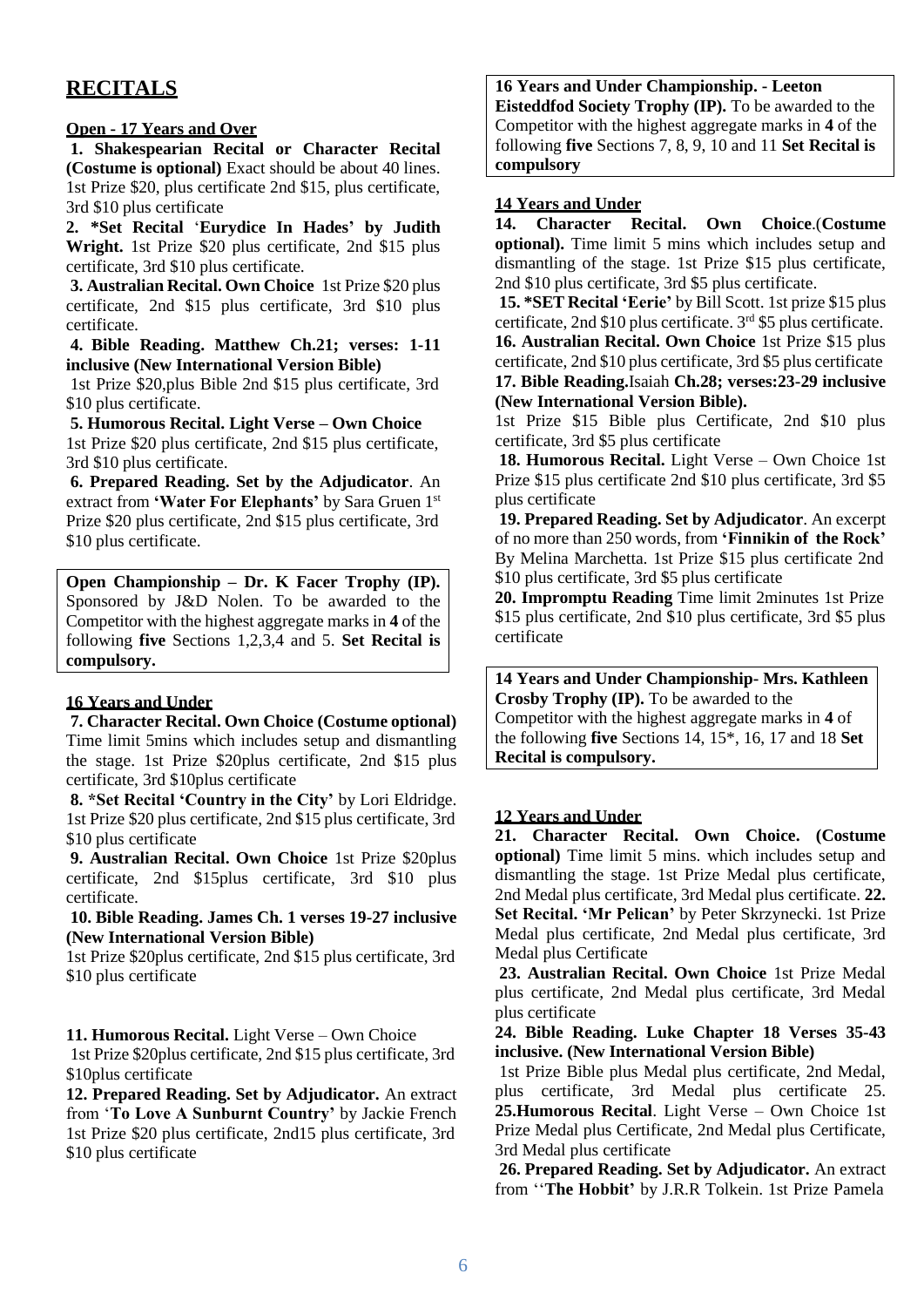# RECITALS

**Open - 17 Years and Over**

**1. Shakespearian Recital or Character Recital (Costume is optional)** Exact should be about 40 lines. 1st Prize $20, plus certificate 2nd $15, plus certificate, 3rd $10 plus certificate

**2. *Set Recital 'Eurydice In Hades' by Judith Wright.** 1st Prize $20 plus certificate, 2nd $15 plus certificate, 3rd $10 plus certificate.

**3. Australian Recital. Own Choice** 1st Prize $20 plus certificate, 2nd $15 plus certificate, 3rd $10 plus certificate.

**4. Bible Reading. Matthew Ch.21; verses: 1-11 inclusive (New International Version Bible)**
1st Prize $20,plus Bible 2nd $15 plus certificate, 3rd $10 plus certificate.

**5. Humorous Recital. Light Verse – Own Choice**
1st Prize $20 plus certificate, 2nd $15 plus certificate, 3rd $10 plus certificate.

**6. Prepared Reading. Set by the Adjudicator**. An extract from **'Water For Elephants'** by Sara Gruen 1st Prize $20 plus certificate, 2nd $15 plus certificate, 3rd $10 plus certificate.

**Open Championship – Dr. K Facer Trophy (IP).** Sponsored by J&D Nolen. To be awarded to the Competitor with the highest aggregate marks in **4** of the following **five** Sections 1,2,3,4 and 5. **Set Recital is compulsory.**

**16 Years and Under**

**7. Character Recital. Own Choice (Costume optional)** Time limit 5mins which includes setup and dismantling the stage. 1st Prize $20plus certificate, 2nd $15 plus certificate, 3rd $10plus certificate

**8. *Set Recital 'Country in the City'** by Lori Eldridge. 1st Prize $20 plus certificate, 2nd $15 plus certificate, 3rd $10 plus certificate

**9. Australian Recital. Own Choice** 1st Prize $20plus certificate, 2nd $15plus certificate, 3rd $10 plus certificate.

**10. Bible Reading. James Ch. 1 verses 19-27 inclusive (New International Version Bible)**
1st Prize $20plus certificate, 2nd $15 plus certificate, 3rd $10 plus certificate

**11. Humorous Recital.** Light Verse – Own Choice
1st Prize $20plus certificate, 2nd $15 plus certificate, 3rd $10plus certificate

**12. Prepared Reading. Set by Adjudicator.** An extract from '**To Love A Sunburnt Country'** by Jackie French 1st Prize $20 plus certificate, 2nd15 plus certificate, 3rd $10 plus certificate

**16 Years and Under Championship. - Leeton Eisteddfod Society Trophy (IP).** To be awarded to the Competitor with the highest aggregate marks in **4** of the following **five** Sections 7, 8, 9, 10 and 11 **Set Recital is compulsory**

**14 Years and Under**

**14. Character Recital. Own Choice**.(**Costume optional).** Time limit 5 mins which includes setup and dismantling of the stage. 1st Prize $15 plus certificate, 2nd $10 plus certificate, 3rd $5 plus certificate.

**15. *SET Recital 'Eerie'** by Bill Scott. 1st prize $15 plus certificate, 2nd $10 plus certificate. 3rd $5 plus certificate.

**16. Australian Recital. Own Choice** 1st Prize $15 plus certificate, 2nd $10 plus certificate, 3rd $5 plus certificate

**17. Bible Reading.**Isaiah **Ch.28; verses:23-29 inclusive (New International Version Bible).**
1st Prize $15 Bible plus Certificate, 2nd $10 plus certificate, 3rd $5 plus certificate

**18. Humorous Recital.** Light Verse – Own Choice 1st Prize $15 plus certificate 2nd $10 plus certificate, 3rd $5 plus certificate

**19. Prepared Reading. Set by Adjudicator**. An excerpt of no more than 250 words, from **'Finnikin of the Rock'** By Melina Marchetta. 1st Prize $15 plus certificate 2nd $10 plus certificate, 3rd $5 plus certificate

**20. Impromptu Reading** Time limit 2minutes 1st Prize $15 plus certificate, 2nd $10 plus certificate, 3rd $5 plus certificate

**14 Years and Under Championship- Mrs. Kathleen Crosby Trophy (IP).** To be awarded to the Competitor with the highest aggregate marks in **4** of the following **five** Sections 14, 15*, 16, 17 and 18 **Set Recital is compulsory.**

**12 Years and Under**

**21. Character Recital. Own Choice. (Costume optional)** Time limit 5 mins. which includes setup and dismantling the stage. 1st Prize Medal plus certificate, 2nd Medal plus certificate, 3rd Medal plus certificate. **22. Set Recital. 'Mr Pelican'** by Peter Skrzynecki. 1st Prize Medal plus certificate, 2nd Medal plus certificate, 3rd Medal plus Certificate

**23. Australian Recital. Own Choice** 1st Prize Medal plus certificate, 2nd Medal plus certificate, 3rd Medal plus certificate

**24. Bible Reading. Luke Chapter 18 Verses 35-43 inclusive. (New International Version Bible)**
1st Prize Bible plus Medal plus certificate, 2nd Medal, plus certificate, 3rd Medal plus certificate 25.

**25.Humorous Recital**. Light Verse – Own Choice 1st Prize Medal plus Certificate, 2nd Medal plus Certificate, 3rd Medal plus certificate

**26. Prepared Reading. Set by Adjudicator.** An extract from ''**The Hobbit'** by J.R.R Tolkein. 1st Prize Pamela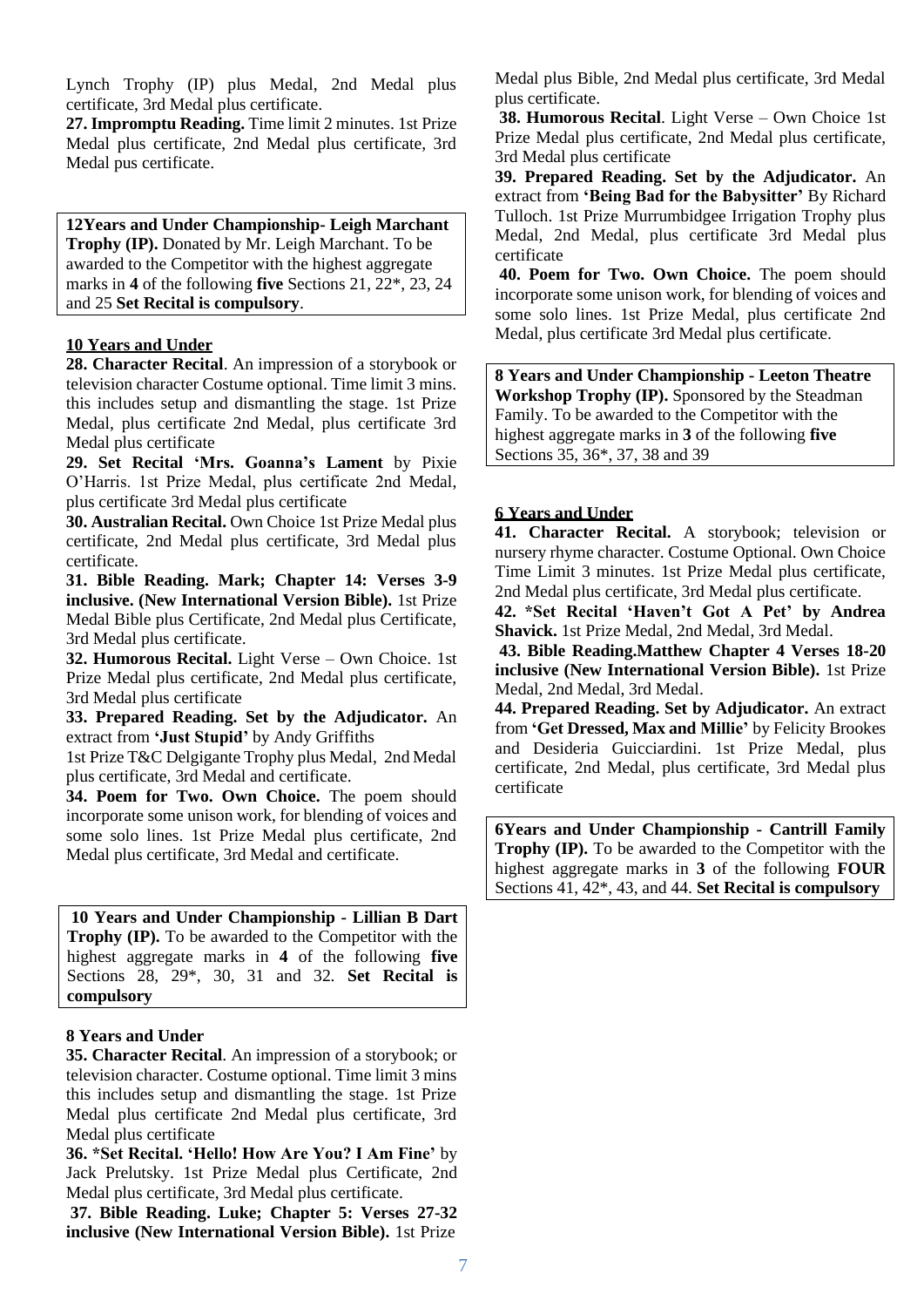Lynch Trophy (IP) plus Medal, 2nd Medal plus certificate, 3rd Medal plus certificate.

**27. Impromptu Reading.** Time limit 2 minutes. 1st Prize Medal plus certificate, 2nd Medal plus certificate, 3rd Medal pus certificate.

**12Years and Under Championship- Leigh Marchant Trophy (IP).** Donated by Mr. Leigh Marchant. To be awarded to the Competitor with the highest aggregate marks in **4** of the following **five** Sections 21, 22*, 23, 24 and 25 **Set Recital is compulsory**.

## 10 Years and Under

**28. Character Recital**. An impression of a storybook or television character Costume optional. Time limit 3 mins. this includes setup and dismantling the stage. 1st Prize Medal, plus certificate 2nd Medal, plus certificate 3rd Medal plus certificate

**29. Set Recital 'Mrs. Goanna's Lament** by Pixie O'Harris. 1st Prize Medal, plus certificate 2nd Medal, plus certificate 3rd Medal plus certificate

**30. Australian Recital.** Own Choice 1st Prize Medal plus certificate, 2nd Medal plus certificate, 3rd Medal plus certificate.

**31. Bible Reading. Mark; Chapter 14: Verses 3-9 inclusive. (New International Version Bible).** 1st Prize Medal Bible plus Certificate, 2nd Medal plus Certificate, 3rd Medal plus certificate.

**32. Humorous Recital.** Light Verse – Own Choice. 1st Prize Medal plus certificate, 2nd Medal plus certificate, 3rd Medal plus certificate

**33. Prepared Reading. Set by the Adjudicator.** An extract from **'Just Stupid'** by Andy Griffiths

1st Prize T&C Delgigante Trophy plus Medal, 2nd Medal plus certificate, 3rd Medal and certificate.

**34. Poem for Two. Own Choice.** The poem should incorporate some unison work, for blending of voices and some solo lines. 1st Prize Medal plus certificate, 2nd Medal plus certificate, 3rd Medal and certificate.

**10 Years and Under Championship - Lillian B Dart Trophy (IP).** To be awarded to the Competitor with the highest aggregate marks in **4** of the following **five** Sections 28, 29*, 30, 31 and 32. **Set Recital is compulsory**

## 8 Years and Under

**35. Character Recital**. An impression of a storybook; or television character. Costume optional. Time limit 3 mins this includes setup and dismantling the stage. 1st Prize Medal plus certificate 2nd Medal plus certificate, 3rd Medal plus certificate

**36. *Set Recital. 'Hello! How Are You? I Am Fine'** by Jack Prelutsky. 1st Prize Medal plus Certificate, 2nd Medal plus certificate, 3rd Medal plus certificate.

**37. Bible Reading. Luke; Chapter 5: Verses 27-32 inclusive (New International Version Bible).** 1st Prize Medal plus Bible, 2nd Medal plus certificate, 3rd Medal plus certificate.

**38. Humorous Recital**. Light Verse – Own Choice 1st Prize Medal plus certificate, 2nd Medal plus certificate, 3rd Medal plus certificate

**39. Prepared Reading. Set by the Adjudicator.** An extract from **'Being Bad for the Babysitter'** By Richard Tulloch. 1st Prize Murrumbidgee Irrigation Trophy plus Medal, 2nd Medal, plus certificate 3rd Medal plus certificate

**40. Poem for Two. Own Choice.** The poem should incorporate some unison work, for blending of voices and some solo lines. 1st Prize Medal, plus certificate 2nd Medal, plus certificate 3rd Medal plus certificate.

**8 Years and Under Championship - Leeton Theatre Workshop Trophy (IP).** Sponsored by the Steadman Family. To be awarded to the Competitor with the highest aggregate marks in **3** of the following **five** Sections 35, 36*, 37, 38 and 39

## 6 Years and Under

**41. Character Recital.** A storybook; television or nursery rhyme character. Costume Optional. Own Choice Time Limit 3 minutes. 1st Prize Medal plus certificate, 2nd Medal plus certificate, 3rd Medal plus certificate.

**42. *Set Recital 'Haven't Got A Pet' by Andrea Shavick.** 1st Prize Medal, 2nd Medal, 3rd Medal.

**43. Bible Reading.Matthew Chapter 4 Verses 18-20 inclusive (New International Version Bible).** 1st Prize Medal, 2nd Medal, 3rd Medal.

**44. Prepared Reading. Set by Adjudicator.** An extract from **'Get Dressed, Max and Millie'** by Felicity Brookes and Desideria Guicciardini. 1st Prize Medal, plus certificate, 2nd Medal, plus certificate, 3rd Medal plus certificate

**6Years and Under Championship - Cantrill Family Trophy (IP).** To be awarded to the Competitor with the highest aggregate marks in **3** of the following **FOUR** Sections 41, 42*, 43, and 44. **Set Recital is compulsory**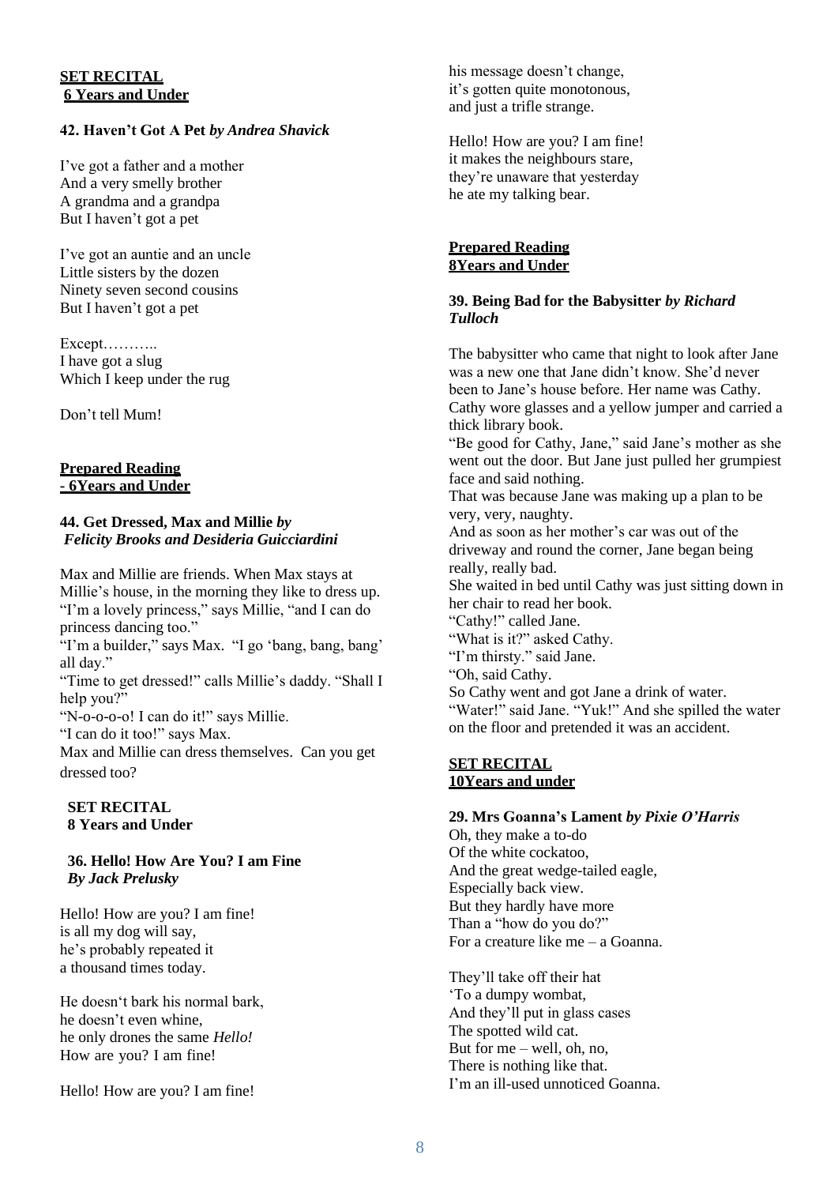**SET RECITAL**
**6 Years and Under**

**42. Haven't Got A Pet** ***by Andrea Shavick***

I've got a father and a mother
And a very smelly brother
A grandma and a grandpa
But I haven't got a pet

I've got an auntie and an uncle
Little sisters by the dozen
Ninety seven second cousins
But I haven't got a pet

Except………..
I have got a slug
Which I keep under the rug

Don't tell Mum!

**Prepared Reading**
**- 6Years and Under**

**44. Get Dressed, Max and Millie** ***by Felicity Brooks and Desideria Guicciardini***

Max and Millie are friends. When Max stays at Millie's house, in the morning they like to dress up.
"I'm a lovely princess," says Millie, "and I can do princess dancing too."
"I'm a builder," says Max. "I go 'bang, bang, bang' all day."
"Time to get dressed!" calls Millie's daddy. "Shall I help you?"
"N-o-o-o-o! I can do it!" says Millie.
"I can do it too!" says Max.
Max and Millie can dress themselves. Can you get dressed too?

**SET RECITAL**
**8 Years and Under**

**36. Hello! How Are You? I am Fine**
***By Jack Prelusky***

Hello! How are you? I am fine!
is all my dog will say,
he's probably repeated it
a thousand times today.

He doesn't bark his normal bark,
he doesn't even whine,
he only drones the same *Hello!*
How are you? I am fine!

Hello! How are you? I am fine!
his message doesn't change,
it's gotten quite monotonous,
and just a trifle strange.

Hello! How are you? I am fine!
it makes the neighbours stare,
they're unaware that yesterday
he ate my talking bear.

**Prepared Reading**
**8Years and Under**

**39. Being Bad for the Babysitter** ***by Richard Tulloch***

The babysitter who came that night to look after Jane was a new one that Jane didn't know. She'd never been to Jane's house before. Her name was Cathy. Cathy wore glasses and a yellow jumper and carried a thick library book.
"Be good for Cathy, Jane," said Jane's mother as she went out the door. But Jane just pulled her grumpiest face and said nothing.
That was because Jane was making up a plan to be very, very, naughty.
And as soon as her mother's car was out of the driveway and round the corner, Jane began being really, really bad.
She waited in bed until Cathy was just sitting down in her chair to read her book.
"Cathy!" called Jane.
"What is it?" asked Cathy.
"I'm thirsty." said Jane.
"Oh, said Cathy.
So Cathy went and got Jane a drink of water.
"Water!" said Jane. "Yuk!" And she spilled the water on the floor and pretended it was an accident.

**SET RECITAL**
**10Years and under**

**29. Mrs Goanna's Lament** ***by Pixie O'Harris***

Oh, they make a to-do
Of the white cockatoo,
And the great wedge-tailed eagle,
Especially back view.
But they hardly have more
Than a "how do you do?"
For a creature like me – a Goanna.

They'll take off their hat
'To a dumpy wombat,
And they'll put in glass cases
The spotted wild cat.
But for me – well, oh, no,
There is nothing like that.
I'm an ill-used unnoticed Goanna.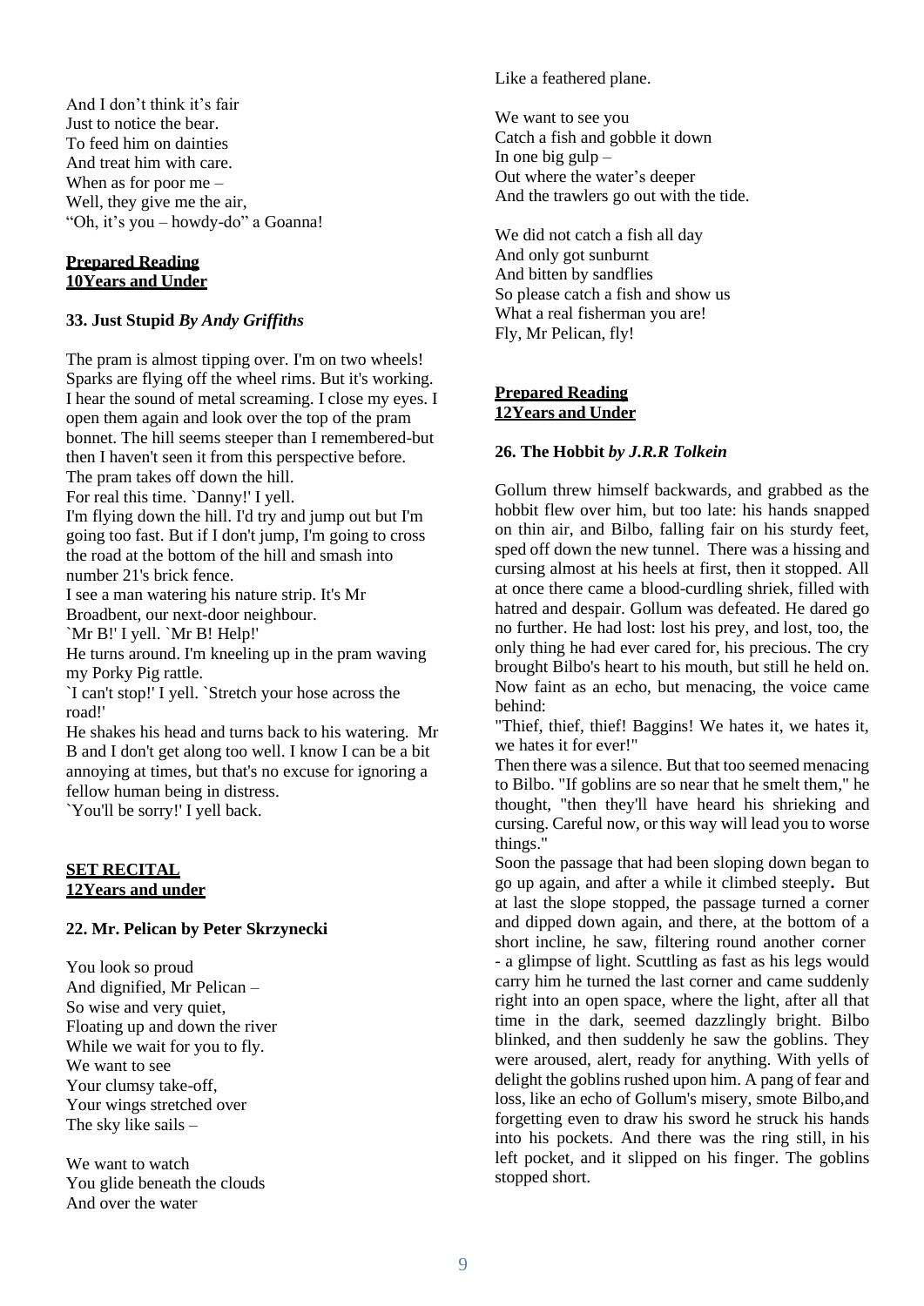And I don't think it's fair
Just to notice the bear.
To feed him on dainties
And treat him with care.
When as for poor me –
Well, they give me the air,
"Oh, it's you – howdy-do" a Goanna!

**Prepared Reading**
**10Years and Under**

### 33. Just Stupid *By Andy Griffiths*

The pram is almost tipping over. I'm on two wheels! Sparks are flying off the wheel rims. But it's working. I hear the sound of metal screaming. I close my eyes. I open them again and look over the top of the pram bonnet. The hill seems steeper than I remembered-but then I haven't seen it from this perspective before.
The pram takes off down the hill.
For real this time. `Danny!' I yell.
I'm flying down the hill. I'd try and jump out but I'm going too fast. But if I don't jump, I'm going to cross the road at the bottom of the hill and smash into number 21's brick fence.
I see a man watering his nature strip. It's Mr Broadbent, our next-door neighbour.
`Mr B!' I yell. `Mr B! Help!'
He turns around. I'm kneeling up in the pram waving my Porky Pig rattle.
`I can't stop!' I yell. `Stretch your hose across the road!'
He shakes his head and turns back to his watering. Mr B and I don't get along too well. I know I can be a bit annoying at times, but that's no excuse for ignoring a fellow human being in distress.
`You'll be sorry!' I yell back.

**SET RECITAL**
**12Years and under**

### 22. Mr. Pelican by Peter Skrzynecki

You look so proud
And dignified, Mr Pelican –
So wise and very quiet,
Floating up and down the river
While we wait for you to fly.
We want to see
Your clumsy take-off,
Your wings stretched over
The sky like sails –

We want to watch
You glide beneath the clouds
And over the water
Like a feathered plane.

We want to see you
Catch a fish and gobble it down
In one big gulp –
Out where the water's deeper
And the trawlers go out with the tide.

We did not catch a fish all day
And only got sunburnt
And bitten by sandflies
So please catch a fish and show us
What a real fisherman you are!
Fly, Mr Pelican, fly!

**Prepared Reading**
**12Years and Under**

### 26. The Hobbit *by J.R.R Tolkein*

Gollum threw himself backwards, and grabbed as the hobbit flew over him, but too late: his hands snapped on thin air, and Bilbo, falling fair on his sturdy feet, sped off down the new tunnel. There was a hissing and cursing almost at his heels at first, then it stopped. All at once there came a blood-curdling shriek, filled with hatred and despair. Gollum was defeated. He dared go no further. He had lost: lost his prey, and lost, too, the only thing he had ever cared for, his precious. The cry brought Bilbo's heart to his mouth, but still he held on. Now faint as an echo, but menacing, the voice came behind:
"Thief, thief, thief! Baggins! We hates it, we hates it, we hates it for ever!"
Then there was a silence. But that too seemed menacing to Bilbo. "If goblins are so near that he smelt them," he thought, "then they'll have heard his shrieking and cursing. Careful now, or this way will lead you to worse things."
Soon the passage that had been sloping down began to go up again, and after a while it climbed steeply**.** But at last the slope stopped, the passage turned a corner and dipped down again, and there, at the bottom of a short incline, he saw, filtering round another corner - a glimpse of light. Scuttling as fast as his legs would carry him he turned the last corner and came suddenly right into an open space, where the light, after all that time in the dark, seemed dazzlingly bright. Bilbo blinked, and then suddenly he saw the goblins. They were aroused, alert, ready for anything. With yells of delight the goblins rushed upon him. A pang of fear and loss, like an echo of Gollum's misery, smote Bilbo,and forgetting even to draw his sword he struck his hands into his pockets. And there was the ring still, in his left pocket, and it slipped on his finger. The goblins stopped short.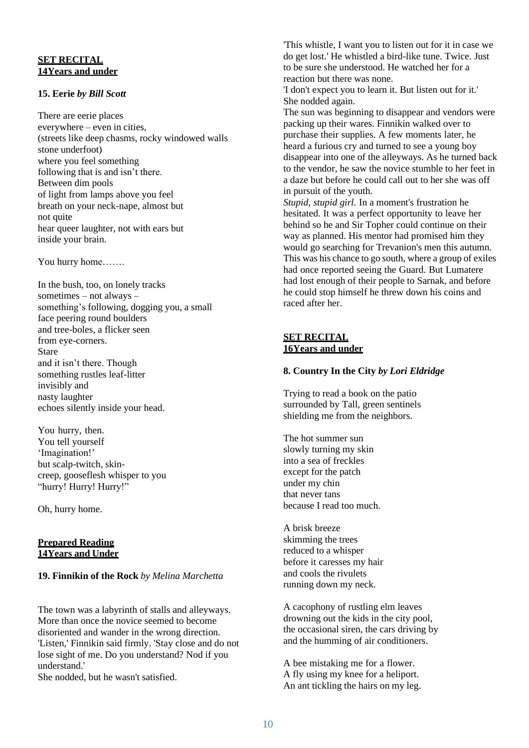**SET RECITAL**
**14Years and under**

**15. Eerie** ***by Bill Scott***

There are eerie places
everywhere – even in cities,
(streets like deep chasms, rocky windowed walls
stone underfoot)
where you feel something
following that is and isn't there.
Between dim pools
of light from lamps above you feel
breath on your neck-nape, almost but
not quite
hear queer laughter, not with ears but
inside your brain.

You hurry home…….

In the bush, too, on lonely tracks
sometimes – not always –
something's following, dogging you, a small
face peering round boulders
and tree-boles, a flicker seen
from eye-corners.
Stare
and it isn't there. Though
something rustles leaf-litter
invisibly and
nasty laughter
echoes silently inside your head.

You hurry, then.
You tell yourself
'Imagination!'
but scalp-twitch, skin-
creep, gooseflesh whisper to you
"hurry! Hurry! Hurry!"

Oh, hurry home.

**Prepared Reading**
**14Years and Under**

**19. Finnikin of the Rock** *by Melina Marchetta*

The town was a labyrinth of stalls and alleyways. More than once the novice seemed to become disoriented and wander in the wrong direction. 'Listen,' Finnikin said firmly. 'Stay close and do not lose sight of me. Do you understand? Nod if you understand.'
She nodded, but he wasn't satisfied.
'This whistle, I want you to listen out for it in case we do get lost.' He whistled a bird-like tune. Twice. Just to be sure she understood. He watched her for a reaction but there was none.
'I don't expect you to learn it. But listen out for it.'
She nodded again.
The sun was beginning to disappear and vendors were packing up their wares. Finnikin walked over to purchase their supplies. A few moments later, he heard a furious cry and turned to see a young boy disappear into one of the alleyways. As he turned back to the vendor, he saw the novice stumble to her feet in a daze but before he could call out to her she was off in pursuit of the youth.
*Stupid, stupid girl.* In a moment's frustration he hesitated. It was a perfect opportunity to leave her behind so he and Sir Topher could continue on their way as planned. His mentor had promised him they would go searching for Trevanion's men this autumn. This was his chance to go south, where a group of exiles had once reported seeing the Guard. But Lumatere had lost enough of their people to Sarnak, and before he could stop himself he threw down his coins and raced after her.

**SET RECITAL**
**16Years and under**

**8. Country In the City** ***by Lori Eldridge***

Trying to read a book on the patio
surrounded by Tall, green sentinels
shielding me from the neighbors.

The hot summer sun
slowly turning my skin
into a sea of freckles
except for the patch
under my chin
that never tans
because I read too much.

A brisk breeze
skimming the trees
reduced to a whisper
before it caresses my hair
and cools the rivulets
running down my neck.

A cacophony of rustling elm leaves
drowning out the kids in the city pool,
the occasional siren, the cars driving by
and the humming of air conditioners.

A bee mistaking me for a flower.
A fly using my knee for a heliport.
An ant tickling the hairs on my leg.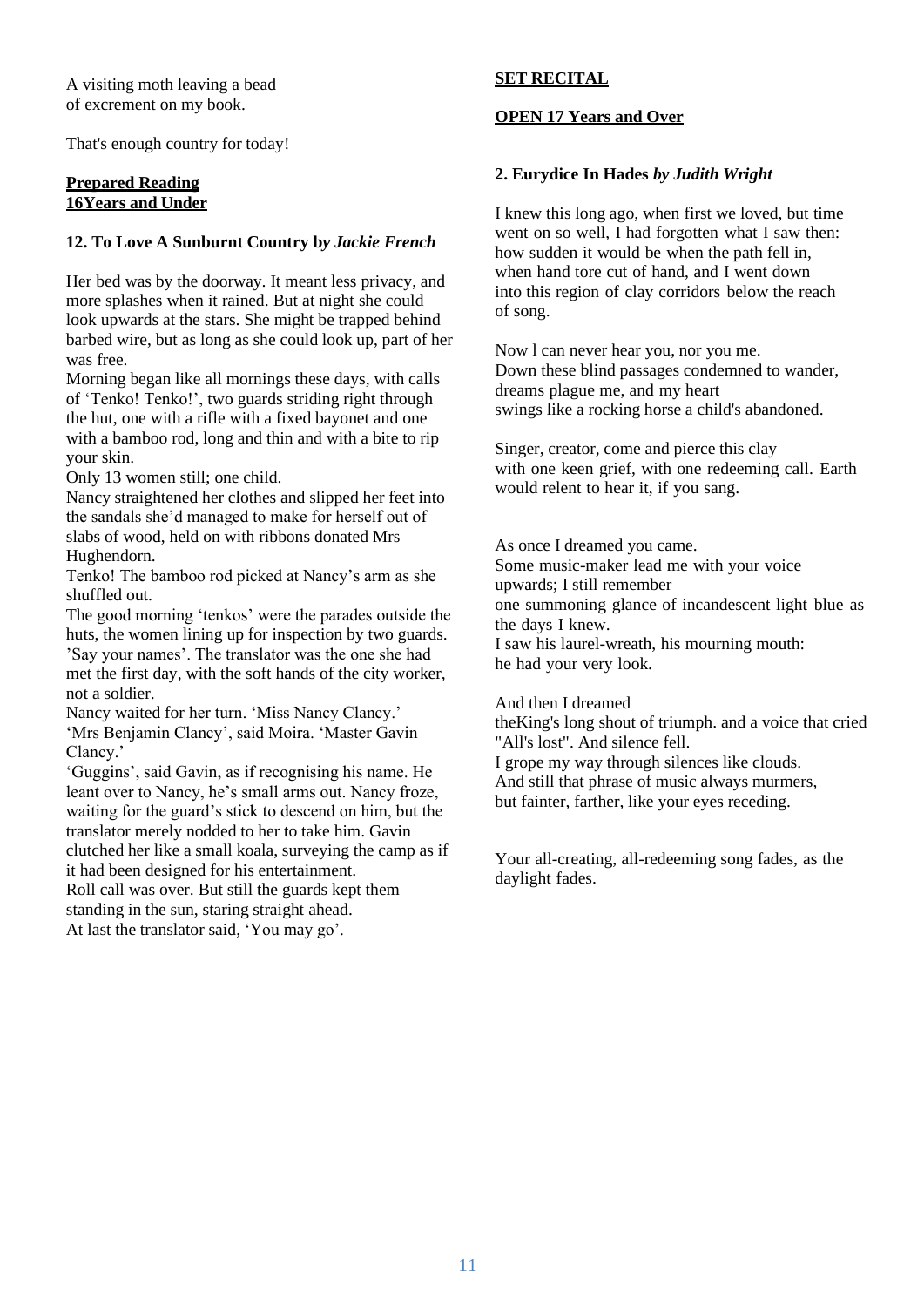A visiting moth leaving a bead
of excrement on my book.

That's enough country for today!

**Prepared Reading**
**16Years and Under**

### 12. To Love A Sunburnt Country b*y Jackie French*

Her bed was by the doorway. It meant less privacy, and more splashes when it rained. But at night she could look upwards at the stars. She might be trapped behind barbed wire, but as long as she could look up, part of her was free.

Morning began like all mornings these days, with calls of 'Tenko! Tenko!', two guards striding right through the hut, one with a rifle with a fixed bayonet and one with a bamboo rod, long and thin and with a bite to rip your skin.

Only 13 women still; one child.

Nancy straightened her clothes and slipped her feet into the sandals she'd managed to make for herself out of slabs of wood, held on with ribbons donated Mrs Hughendorn.

Tenko! The bamboo rod picked at Nancy's arm as she shuffled out.

The good morning 'tenkos' were the parades outside the huts, the women lining up for inspection by two guards. 'Say your names'. The translator was the one she had met the first day, with the soft hands of the city worker, not a soldier.

Nancy waited for her turn. 'Miss Nancy Clancy.'
'Mrs Benjamin Clancy', said Moira. 'Master Gavin Clancy.'

'Guggins', said Gavin, as if recognising his name. He leant over to Nancy, he's small arms out. Nancy froze, waiting for the guard's stick to descend on him, but the translator merely nodded to her to take him. Gavin clutched her like a small koala, surveying the camp as if it had been designed for his entertainment.

Roll call was over. But still the guards kept them standing in the sun, staring straight ahead.

At last the translator said, 'You may go'.

**SET RECITAL**

**OPEN 17 Years and Over**

### 2. Eurydice In Hades *by Judith Wright*

I knew this long ago, when first we loved, but time
went on so well, I had forgotten what I saw then:
how sudden it would be when the path fell in,
when hand tore cut of hand, and I went down
into this region of clay corridors below the reach
of song.

Now l can never hear you, nor you me.
Down these blind passages condemned to wander,
dreams plague me, and my heart
swings like a rocking horse a child's abandoned.

Singer, creator, come and pierce this clay
with one keen grief, with one redeeming call. Earth
would relent to hear it, if you sang.

As once I dreamed you came.
Some music-maker lead me with your voice
upwards; I still remember
one summoning glance of incandescent light blue as
the days I knew.
I saw his laurel-wreath, his mourning mouth:
he had your very look.

And then I dreamed
theKing's long shout of triumph. and a voice that cried
"All's lost". And silence fell.
I grope my way through silences like clouds.
And still that phrase of music always murmers,
but fainter, farther, like your eyes receding.

Your all-creating, all-redeeming song fades, as the
daylight fades.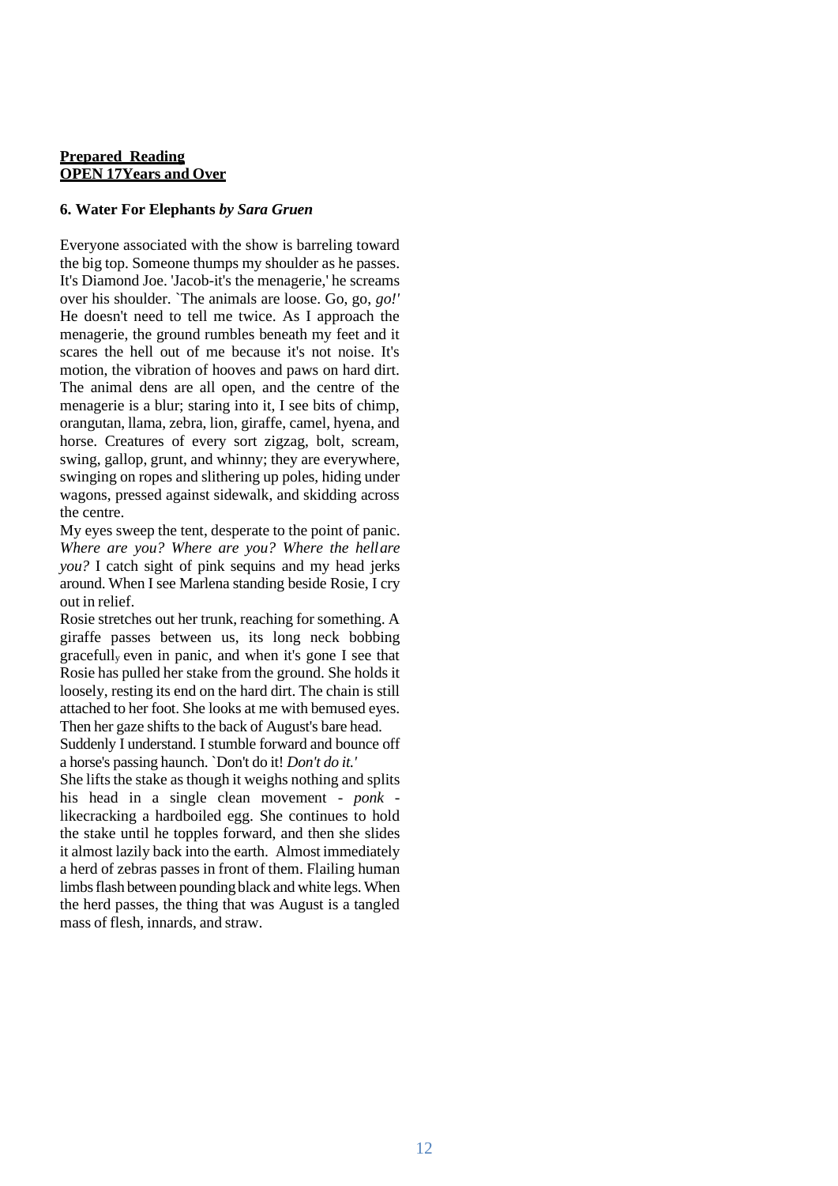**<u>Prepared Reading</u>**
**<u>OPEN 17Years and Over</u>**

**6. Water For Elephants** ***by Sara Gruen***

Everyone associated with the show is barreling toward the big top. Someone thumps my shoulder as he passes. It's Diamond Joe. 'Jacob-it's the menagerie,' he screams over his shoulder. `The animals are loose. Go, go, *go!'* He doesn't need to tell me twice. As I approach the menagerie, the ground rumbles beneath my feet and it scares the hell out of me because it's not noise. It's motion, the vibration of hooves and paws on hard dirt. The animal dens are all open, and the centre of the menagerie is a blur; staring into it, I see bits of chimp, orangutan, llama, zebra, lion, giraffe, camel, hyena, and horse. Creatures of every sort zigzag, bolt, scream, swing, gallop, grunt, and whinny; they are everywhere, swinging on ropes and slithering up poles, hiding under wagons, pressed against sidewalk, and skidding across the centre.

My eyes sweep the tent, desperate to the point of panic. *Where are you? Where are you? Where the hell are you?* I catch sight of pink sequins and my head jerks around. When I see Marlena standing beside Rosie, I cry out in relief.

Rosie stretches out her trunk, reaching for something. A giraffe passes between us, its long neck bobbing gracefully even in panic, and when it's gone I see that Rosie has pulled her stake from the ground. She holds it loosely, resting its end on the hard dirt. The chain is still attached to her foot. She looks at me with bemused eyes. Then her gaze shifts to the back of August's bare head.

Suddenly I understand. I stumble forward and bounce off a horse's passing haunch. `Don't do it! *Don't do it.'*

She lifts the stake as though it weighs nothing and splits his head in a single clean movement - *ponk* - likecracking a hardboiled egg. She continues to hold the stake until he topples forward, and then she slides it almost lazily back into the earth. Almost immediately a herd of zebras passes in front of them. Flailing human limbs flash between pounding black and white legs. When the herd passes, the thing that was August is a tangled mass of flesh, innards, and straw.